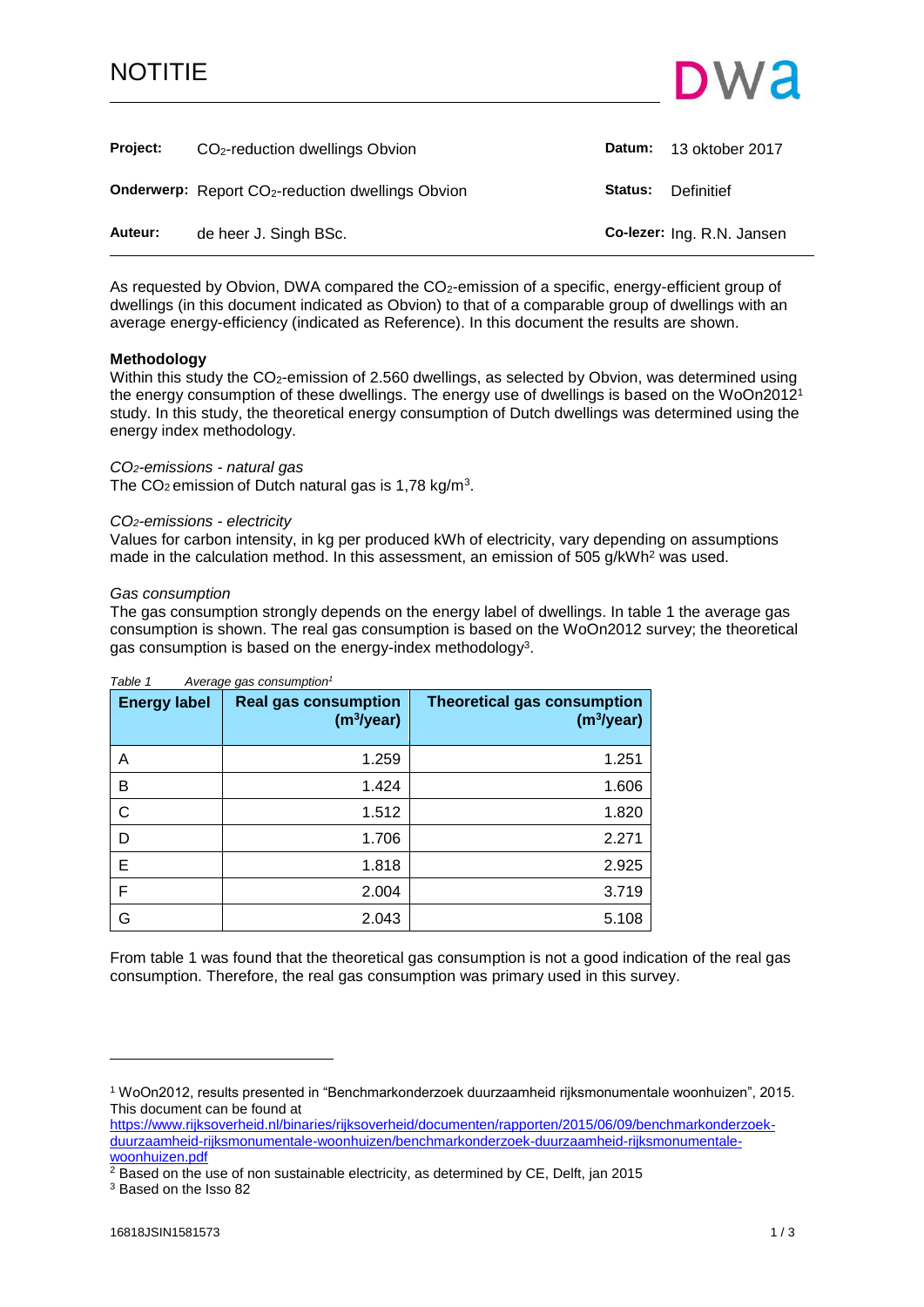# NOTITIE

| | | | |
|---|---|---|---|
| **Project:** | $CO_2$-reduction dwellings Obvion | **Datum:** | 13 oktober 2017 |
| **Onderwerp:** | Report $CO_2$-reduction dwellings Obvion | **Status:** | Definitief |
| **Auteur:** | de heer J. Singh BSc. | **Co-lezer:** | Ing. R.N. Jansen |

As requested by Obvion, DWA compared the $CO_2$-emission of a specific, energy-efficient group of dwellings (in this document indicated as Obvion) to that of a comparable group of dwellings with an average energy-efficiency (indicated as Reference). In this document the results are shown.

**Methodology**

Within this study the $CO_2$-emission of 2.560 dwellings, as selected by Obvion, was determined using the energy consumption of these dwellings. The energy use of dwellings is based on the WoOn2012[1] study. In this study, the theoretical energy consumption of Dutch dwellings was determined using the energy index methodology.

*$CO_2$-emissions - natural gas*

The $CO_2$ emission of Dutch natural gas is 1,78 kg/m$^3$.

*$CO_2$-emissions - electricity*

Values for carbon intensity, in kg per produced kWh of electricity, vary depending on assumptions made in the calculation method. In this assessment, an emission of 505 g/kWh[2] was used.

*Gas consumption*

The gas consumption strongly depends on the energy label of dwellings. In table 1 the average gas consumption is shown. The real gas consumption is based on the WoOn2012 survey; the theoretical gas consumption is based on the energy-index methodology[3].

*Table 1 Average gas consumption[1]*

| Energy label | Real gas consumption (m$^3$/year) | Theoretical gas consumption (m$^3$/year) |
|---|---|---|
| A | 1.259 | 1.251 |
| B | 1.424 | 1.606 |
| C | 1.512 | 1.820 |
| D | 1.706 | 2.271 |
| E | 1.818 | 2.925 |
| F | 2.004 | 3.719 |
| G | 2.043 | 5.108 |

From table 1 was found that the theoretical gas consumption is not a good indication of the real gas consumption. Therefore, the real gas consumption was primary used in this survey.

---

[1] WoOn2012, results presented in "Benchmarkonderzoek duurzaamheid rijksmonumentale woonhuizen", 2015. This document can be found at https://www.rijksoverheid.nl/binaries/rijksoverheid/documenten/rapporten/2015/06/09/benchmarkonderzoek-duurzaamheid-rijksmonumentale-woonhuizen/benchmarkonderzoek-duurzaamheid-rijksmonumentale-woonhuizen.pdf

[2] Based on the use of non sustainable electricity, as determined by CE, Delft, jan 2015

[3] Based on the Isso 82

16818JSIN1581573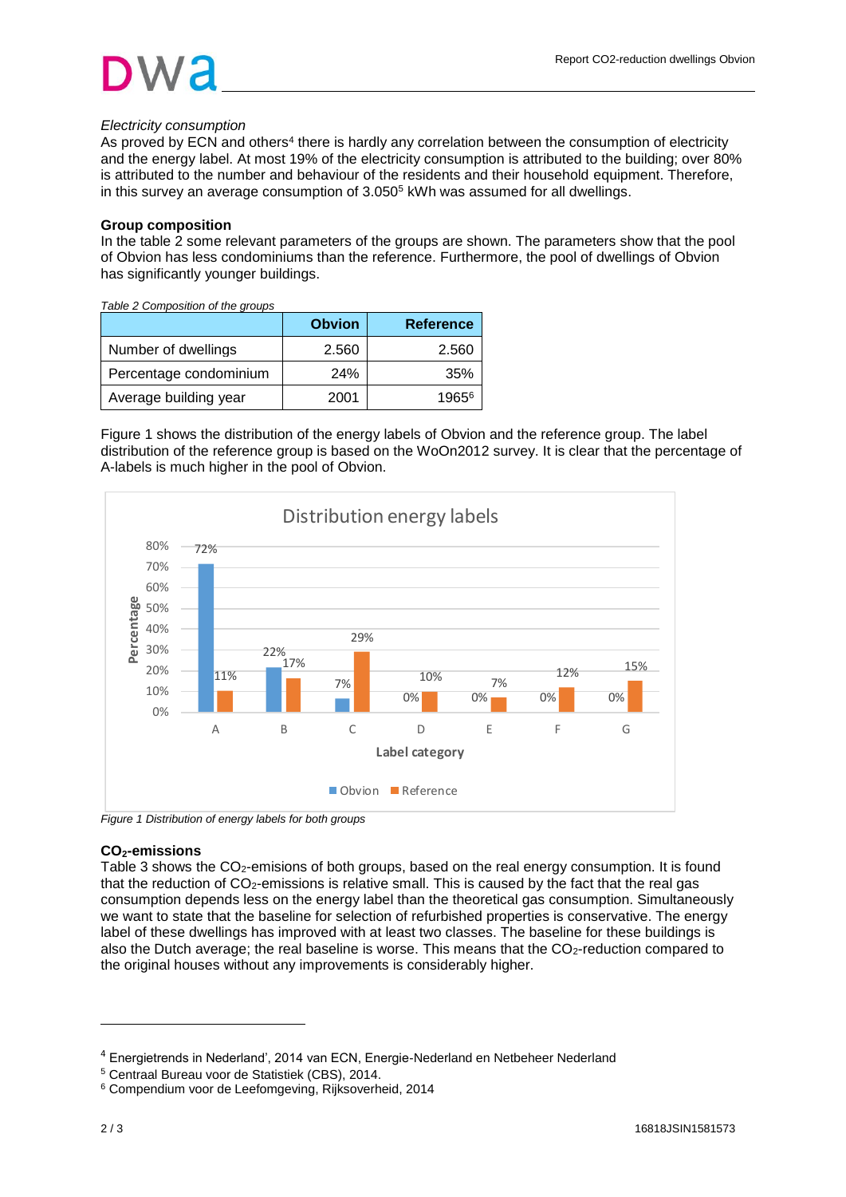*Electricity consumption*

As proved by ECN and others[4] there is hardly any correlation between the consumption of electricity and the energy label. At most 19% of the electricity consumption is attributed to the building; over 80% is attributed to the number and behaviour of the residents and their household equipment. Therefore, in this survey an average consumption of 3.050[5] kWh was assumed for all dwellings.

**Group composition**

In the table 2 some relevant parameters of the groups are shown. The parameters show that the pool of Obvion has less condominiums than the reference. Furthermore, the pool of dwellings of Obvion has significantly younger buildings.

*Table 2 Composition of the groups*

| | Obvion | Reference |
|---|---|---|
| Number of dwellings | 2.560 | 2.560 |
| Percentage condominium | 24% | 35% |
| Average building year | 2001 | 1965[6] |

Figure 1 shows the distribution of the energy labels of Obvion and the reference group. The label distribution of the reference group is based on the WoOn2012 survey. It is clear that the percentage of A-labels is much higher in the pool of Obvion.

Distribution energy labels

| Label category | Obvion | Reference |
|---|---|---|
| A | 72% | 11% |
| B | 22% | 17% |
| C | 7% | 29% |
| D | 0% | 10% |
| E | 0% | 7% |
| F | 0% | 12% |
| G | 0% | 15% |

*Figure 1 Distribution of energy labels for both groups*

**$CO_2$-emissions**

Table 3 shows the $CO_2$-emisions of both groups, based on the real energy consumption. It is found that the reduction of $CO_2$-emissions is relative small. This is caused by the fact that the real gas consumption depends less on the energy label than the theoretical gas consumption. Simultaneously we want to state that the baseline for selection of refurbished properties is conservative. The energy label of these dwellings has improved with at least two classes. The baseline for these buildings is also the Dutch average; the real baseline is worse. This means that the $CO_2$-reduction compared to the original houses without any improvements is considerably higher.

---

[4] Energietrends in Nederland', 2014 van ECN, Energie-Nederland en Netbeheer Nederland

[5] Centraal Bureau voor de Statistiek (CBS), 2014.

[6] Compendium voor de Leefomgeving, Rijksoverheid, 2014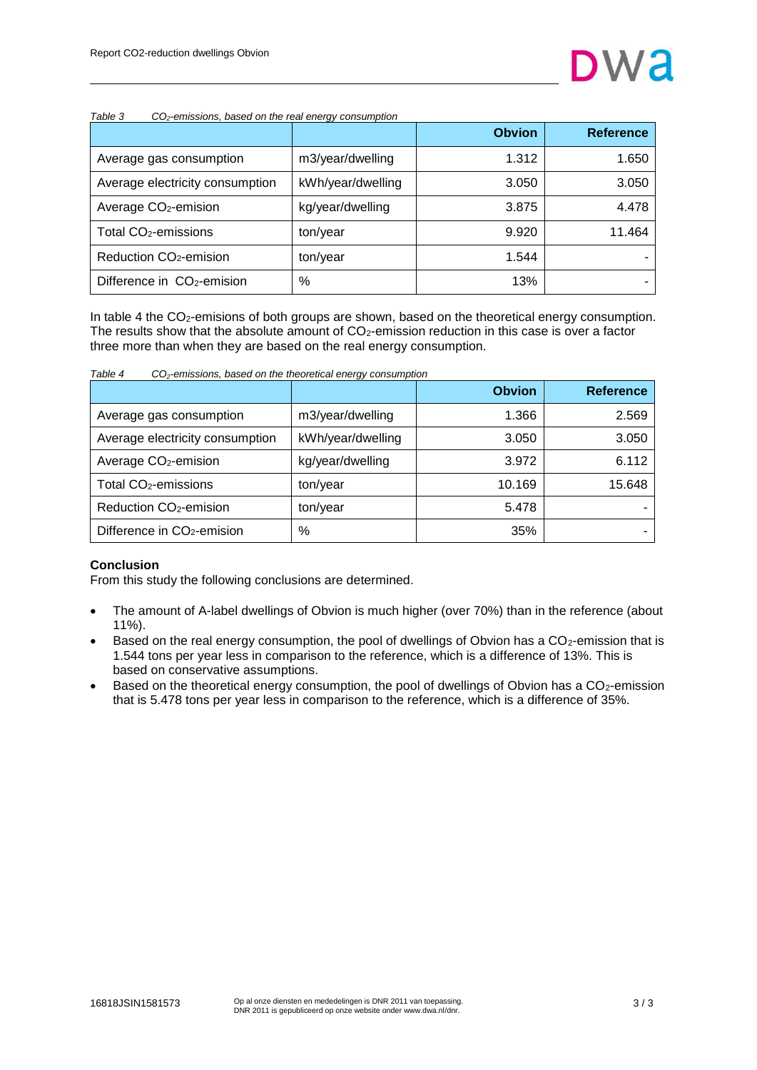*Table 3 $CO_2$-emissions, based on the real energy consumption*

| | | Obvion | Reference |
|---|---|---|---|
| Average gas consumption | m3/year/dwelling | 1.312 | 1.650 |
| Average electricity consumption | kWh/year/dwelling | 3.050 | 3.050 |
| Average $CO_2$-emision | kg/year/dwelling | 3.875 | 4.478 |
| Total $CO_2$-emissions | ton/year | 9.920 | 11.464 |
| Reduction $CO_2$-emision | ton/year | 1.544 | - |
| Difference in $CO_2$-emision | % | 13% | - |

In table 4 the $CO_2$-emisions of both groups are shown, based on the theoretical energy consumption. The results show that the absolute amount of $CO_2$-emission reduction in this case is over a factor three more than when they are based on the real energy consumption.

*Table 4 $CO_2$-emissions, based on the theoretical energy consumption*

| | | Obvion | Reference |
|---|---|---|---|
| Average gas consumption | m3/year/dwelling | 1.366 | 2.569 |
| Average electricity consumption | kWh/year/dwelling | 3.050 | 3.050 |
| Average $CO_2$-emision | kg/year/dwelling | 3.972 | 6.112 |
| Total $CO_2$-emissions | ton/year | 10.169 | 15.648 |
| Reduction $CO_2$-emision | ton/year | 5.478 | - |
| Difference in $CO_2$-emision | % | 35% | - |

**Conclusion**

From this study the following conclusions are determined.

- The amount of A-label dwellings of Obvion is much higher (over 70%) than in the reference (about 11%).
- Based on the real energy consumption, the pool of dwellings of Obvion has a $CO_2$-emission that is 1.544 tons per year less in comparison to the reference, which is a difference of 13%. This is based on conservative assumptions.
- Based on the theoretical energy consumption, the pool of dwellings of Obvion has a $CO_2$-emission that is 5.478 tons per year less in comparison to the reference, which is a difference of 35%.

16818JSIN1581573 Op al onze diensten en mededelingen is DNR 2011 van toepassing. DNR 2011 is gepubliceerd op onze website onder www.dwa.nl/dnr.